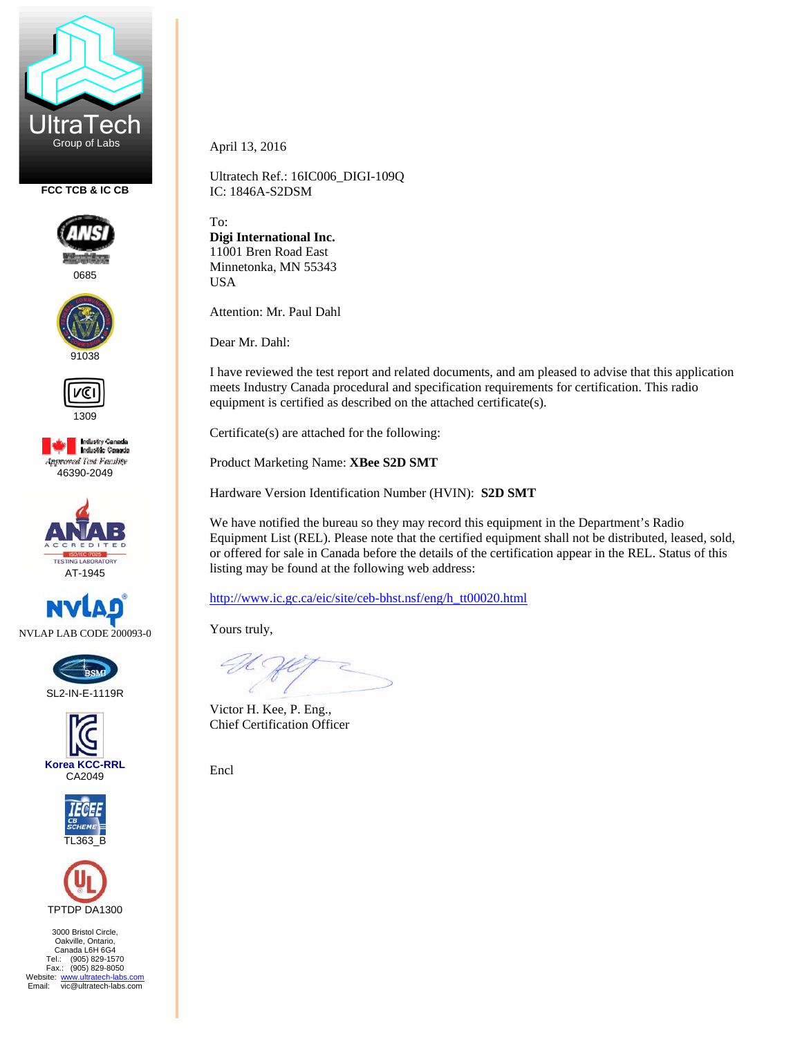UltraTech
Group of Labs

FCC TCB & IC CB

0685

91038

1309

Industry Canada
Industrie Canada
Approved Test Facility
46390-2049

AT-1945

NVLAP LAB CODE 200093-0

SL2-IN-E-1119R

Korea KCC-RRL
CA2049

TL363_B

TPTDP DA1300

3000 Bristol Circle,
Oakville, Ontario,
Canada L6H 6G4
Tel.: (905) 829-1570
Fax.: (905) 829-8050
Website: www.ultratech-labs.com
Email: vic@ultratech-labs.com

April 13, 2016

Ultratech Ref.: 16IC006_DIGI-109Q
IC: 1846A-S2DSM

To:
**Digi International Inc.**
11001 Bren Road East
Minnetonka, MN 55343
USA

Attention: Mr. Paul Dahl

Dear Mr. Dahl:

I have reviewed the test report and related documents, and am pleased to advise that this application meets Industry Canada procedural and specification requirements for certification. This radio equipment is certified as described on the attached certificate(s).

Certificate(s) are attached for the following:

Product Marketing Name: **XBee S2D SMT**

Hardware Version Identification Number (HVIN): **S2D SMT**

We have notified the bureau so they may record this equipment in the Department's Radio Equipment List (REL). Please note that the certified equipment shall not be distributed, leased, sold, or offered for sale in Canada before the details of the certification appear in the REL. Status of this listing may be found at the following web address:

http://www.ic.gc.ca/eic/site/ceb-bhst.nsf/eng/h_tt00020.html

Yours truly,

Victor H. Kee, P. Eng.,
Chief Certification Officer

Encl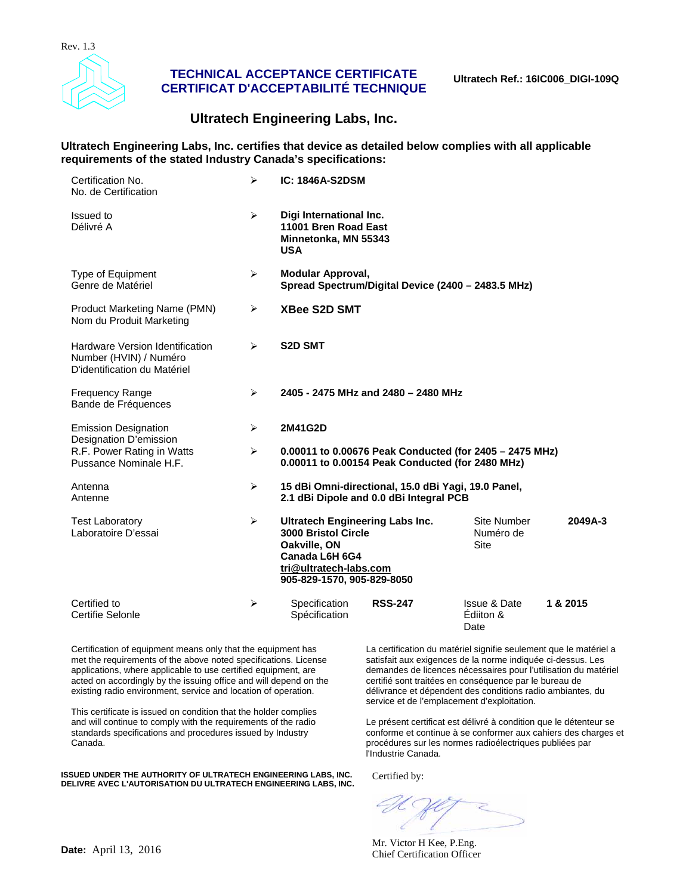Rev. 1.3

# TECHNICAL ACCEPTANCE CERTIFICATE
# CERTIFICAT D'ACCEPTABILITÉ TECHNIQUE

**Ultratech Ref.: 16IC006_DIGI-109Q**

## Ultratech Engineering Labs, Inc.

**Ultratech Engineering Labs, Inc. certifies that device as detailed below complies with all applicable requirements of the stated Industry Canada's specifications:**

| | | |
|---|---|---|
| Certification No.<br>No. de Certification | ➢ | **IC: 1846A-S2DSM** |
| Issued to<br>Délivré A | ➢ | **Digi International Inc.<br>11001 Bren Road East<br>Minnetonka, MN 55343<br>USA** |
| Type of Equipment<br>Genre de Matériel | ➢ | **Modular Approval,<br>Spread Spectrum/Digital Device (2400 – 2483.5 MHz)** |
| Product Marketing Name (PMN)<br>Nom du Produit Marketing | ➢ | **XBee S2D SMT** |
| Hardware Version Identification Number (HVIN) / Numéro D'identification du Matériel | ➢ | **S2D SMT** |
| Frequency Range<br>Bande de Fréquences | ➢ | **2405 - 2475 MHz and 2480 – 2480 MHz** |
| Emission Designation<br>Designation D'emission | ➢ | **2M41G2D** |
| R.F. Power Rating in Watts<br>Pussance Nominale H.F. | ➢ | **0.00011 to 0.00676 Peak Conducted (for 2405 – 2475 MHz)<br>0.00011 to 0.00154 Peak Conducted (for 2480 MHz)** |
| Antenna<br>Antenne | ➢ | **15 dBi Omni-directional, 15.0 dBi Yagi, 19.0 Panel,<br>2.1 dBi Dipole and 0.0 dBi Integral PCB** |
| Test Laboratory<br>Laboratoire D'essai | ➢ | **Ultratech Engineering Labs Inc.<br>3000 Bristol Circle<br>Oakville, ON<br>Canada L6H 6G4<br>tri@ultratech-labs.com<br>905-829-1570, 905-829-8050**<br>Site Number / Numéro de Site: **2049A-3** |
| Certified to<br>Certifie Selonle | ➢ | Specification / Spécification: **RSS-247**<br>Issue & Date / Édiiton & Date: **1 & 2015** |

Certification of equipment means only that the equipment has met the requirements of the above noted specifications. License applications, where applicable to use certified equipment, are acted on accordingly by the issuing office and will depend on the existing radio environment, service and location of operation.

This certificate is issued on condition that the holder complies and will continue to comply with the requirements of the radio standards specifications and procedures issued by Industry Canada.

La certification du matériel signifie seulement que le matériel a satisfait aux exigences de la norme indiquée ci-dessus. Les demandes de licences nécessaires pour l'utilisation du matériel certifié sont traitées en conséquence par le bureau de délivrance et dépendent des conditions radio ambiantes, du service et de l'emplacement d'exploitation.

Le présent certificat est délivré à condition que le détenteur se conforme et continue à se conformer aux cahiers des charges et procédures sur les normes radioélectriques publiées par l'Industrie Canada.

**ISSUED UNDER THE AUTHORITY OF ULTRATECH ENGINEERING LABS, INC.**
**DELIVRE AVEC L'AUTORISATION DU ULTRATECH ENGINEERING LABS, INC.**

Certified by:

Mr. Victor H Kee, P.Eng.
Chief Certification Officer

**Date:** April 13, 2016